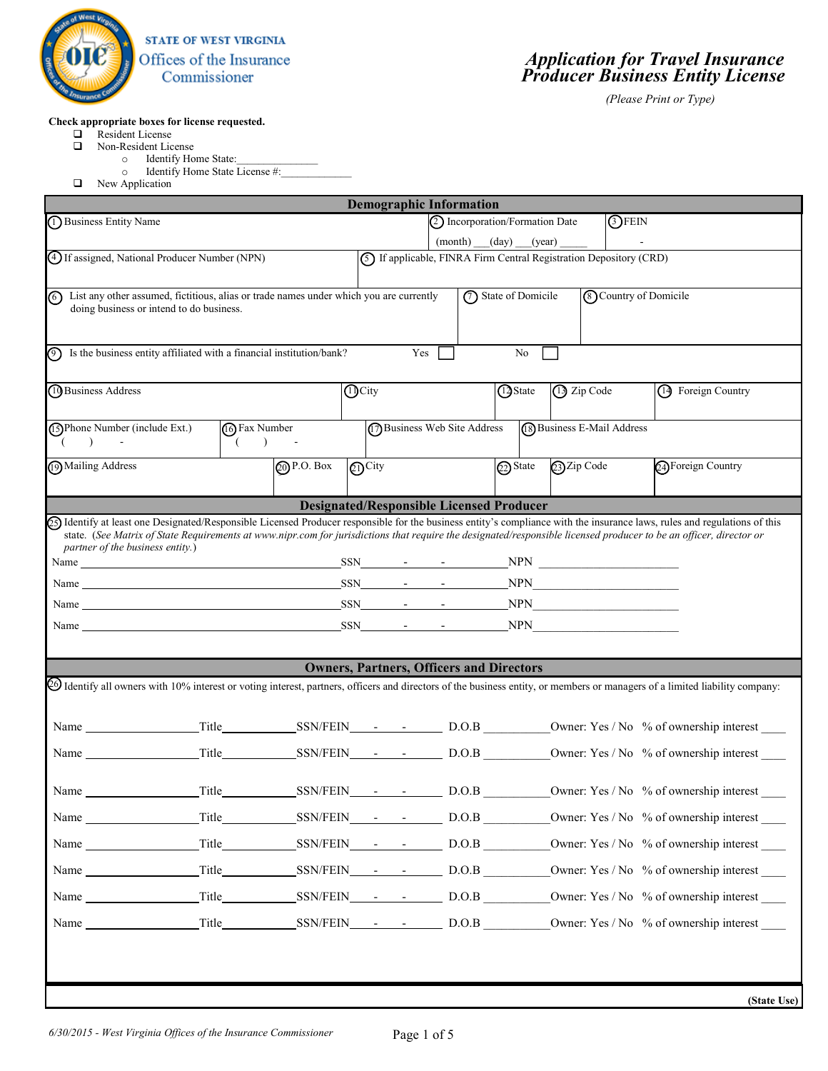STATE OF WEST VIRGINIA
Offices of the Insurance Commissioner

# Application for Travel Insurance Producer Business Entity License

*(Please Print or Type)*

**Check appropriate boxes for license requested.**

- ❑ Resident License
- ❑ Non-Resident License
  - Identify Home State:______________
  - Identify Home State License #:____________
- ❑ New Application

## Demographic Information

| | | |
|---|---|---|
| ① Business Entity Name | ② Incorporation/Formation Date (month) ___(day) ___(year) _____ | ③ FEIN - |
| ④ If assigned, National Producer Number (NPN) | ⑤ If applicable, FINRA Firm Central Registration Depository (CRD) | |
| ⑥ List any other assumed, fictitious, alias or trade names under which you are currently doing business or intend to do business. | ⑦ State of Domicile | ⑧ Country of Domicile |
| ⑨ Is the business entity affiliated with a financial institution/bank? Yes ☐ No ☐ | | |

| ⑩ Business Address | ⑪ City | ⑫ State | ⑬ Zip Code | ⑭ Foreign Country |
|---|---|---|---|---|
| | | | | |

| ⑮ Phone Number (include Ext.) | ⑯ Fax Number | ⑰ Business Web Site Address | ⑱ Business E-Mail Address |
|---|---|---|---|
| (   )   - | (   )   - | | |

| ⑲ Mailing Address | ⑳ P.O. Box | ㉑ City | ㉒ State | ㉓ Zip Code | ㉔ Foreign Country |
|---|---|---|---|---|---|
| | | | | | |

## Designated/Responsible Licensed Producer

㉕ Identify at least one Designated/Responsible Licensed Producer responsible for the business entity's compliance with the insurance laws, rules and regulations of this state. *(See Matrix of State Requirements at www.nipr.com for jurisdictions that require the designated/responsible licensed producer to be an officer, director or partner of the business entity.)*

Name ________________________________ SSN_____-____-______ NPN ____________________

Name ________________________________ SSN_____-____-______ NPN ____________________

Name ________________________________ SSN_____-____-______ NPN ____________________

Name ________________________________ SSN_____-____-______ NPN ____________________

## Owners, Partners, Officers and Directors

㉖ Identify all owners with 10% interest or voting interest, partners, officers and directors of the business entity, or members or managers of a limited liability company:

Name ______________ Title__________ SSN/FEIN____-____-______ D.O.B __________ Owner: Yes / No % of ownership interest ____

Name ______________ Title__________ SSN/FEIN____-____-______ D.O.B __________ Owner: Yes / No % of ownership interest ____

Name ______________ Title__________ SSN/FEIN____-____-______ D.O.B __________ Owner: Yes / No % of ownership interest ____

Name ______________ Title__________ SSN/FEIN____-____-______ D.O.B __________ Owner: Yes / No % of ownership interest ____

Name ______________ Title__________ SSN/FEIN____-____-______ D.O.B __________ Owner: Yes / No % of ownership interest ____

Name ______________ Title__________ SSN/FEIN____-____-______ D.O.B __________ Owner: Yes / No % of ownership interest ____

Name ______________ Title__________ SSN/FEIN____-____-______ D.O.B __________ Owner: Yes / No % of ownership interest ____

Name ______________ Title__________ SSN/FEIN____-____-______ D.O.B __________ Owner: Yes / No % of ownership interest ____

**(State Use)**

*6/30/2015 - West Virginia Offices of the Insurance Commissioner*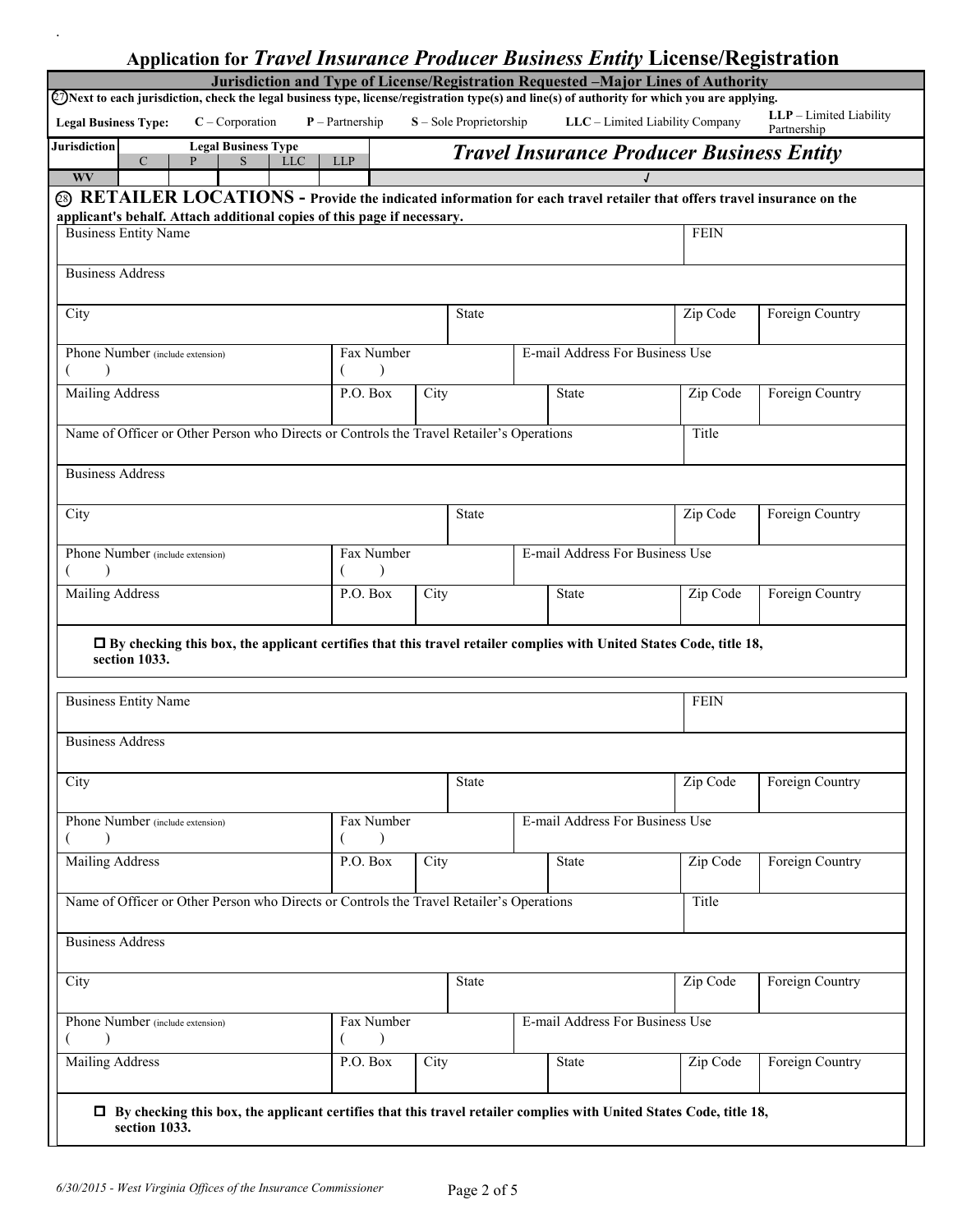# Application for *Travel Insurance Producer Business Entity* License/Registration

## Jurisdiction and Type of License/Registration Requested –Major Lines of Authority

(27) Next to each jurisdiction, check the legal business type, license/registration type(s) and line(s) of authority for which you are applying.

**Legal Business Type:** **C** – Corporation **P** – Partnership **S** – Sole Proprietorship **LLC** – Limited Liability Company **LLP** – Limited Liability Partnership

| Jurisdiction | Legal Business Type C | P | S | LLC | LLP | *Travel Insurance Producer Business Entity* |
|---|---|---|---|---|---|---|
| WV | | | | | | √ |

## (28) RETAILER LOCATIONS - Provide the indicated information for each travel retailer that offers travel insurance on the applicant's behalf. Attach additional copies of this page if necessary.

| Business Entity Name | | | | | FEIN | |
|---|---|---|---|---|---|---|
| Business Address | | | | | | |
| City | | | State | | Zip Code | Foreign Country |
| Phone Number (include extension) ( ) | Fax Number ( ) | | E-mail Address For Business Use | | | |
| Mailing Address | P.O. Box | City | | State | Zip Code | Foreign Country |
| Name of Officer or Other Person who Directs or Controls the Travel Retailer's Operations | | | | | Title | |
| Business Address | | | | | | |
| City | | | State | | Zip Code | Foreign Country |
| Phone Number (include extension) ( ) | Fax Number ( ) | | E-mail Address For Business Use | | | |
| Mailing Address | P.O. Box | City | | State | Zip Code | Foreign Country |

☐ **By checking this box, the applicant certifies that this travel retailer complies with United States Code, title 18, section 1033.**

| Business Entity Name | | | | | FEIN | |
|---|---|---|---|---|---|---|
| Business Address | | | | | | |
| City | | | State | | Zip Code | Foreign Country |
| Phone Number (include extension) ( ) | Fax Number ( ) | | E-mail Address For Business Use | | | |
| Mailing Address | P.O. Box | City | | State | Zip Code | Foreign Country |
| Name of Officer or Other Person who Directs or Controls the Travel Retailer's Operations | | | | | Title | |
| Business Address | | | | | | |
| City | | | State | | Zip Code | Foreign Country |
| Phone Number (include extension) ( ) | Fax Number ( ) | | E-mail Address For Business Use | | | |
| Mailing Address | P.O. Box | City | | State | Zip Code | Foreign Country |

☐ **By checking this box, the applicant certifies that this travel retailer complies with United States Code, title 18, section 1033.**

*6/30/2015 - West Virginia Offices of the Insurance Commissioner*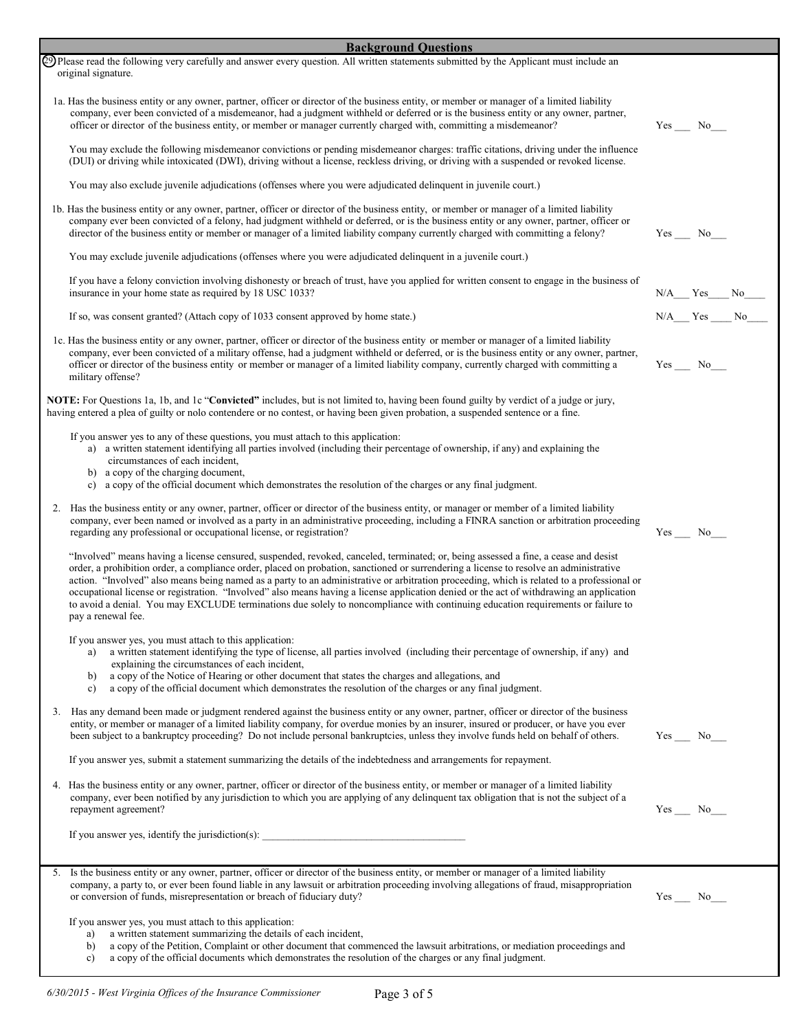## Background Questions

(29) Please read the following very carefully and answer every question. All written statements submitted by the Applicant must include an original signature.

1a. Has the business entity or any owner, partner, officer or director of the business entity, or member or manager of a limited liability company, ever been convicted of a misdemeanor, had a judgment withheld or deferred or is the business entity or any owner, partner, officer or director of the business entity, or member or manager currently charged with, committing a misdemeanor? Yes ___ No___

You may exclude the following misdemeanor convictions or pending misdemeanor charges: traffic citations, driving under the influence (DUI) or driving while intoxicated (DWI), driving without a license, reckless driving, or driving with a suspended or revoked license.

You may also exclude juvenile adjudications (offenses where you were adjudicated delinquent in juvenile court.)

1b. Has the business entity or any owner, partner, officer or director of the business entity, or member or manager of a limited liability company ever been convicted of a felony, had judgment withheld or deferred, or is the business entity or any owner, partner, officer or director of the business entity or member or manager of a limited liability company currently charged with committing a felony? Yes ___ No___

You may exclude juvenile adjudications (offenses where you were adjudicated delinquent in a juvenile court.)

If you have a felony conviction involving dishonesty or breach of trust, have you applied for written consent to engage in the business of insurance in your home state as required by 18 USC 1033? N/A___ Yes____ No____

If so, was consent granted? (Attach copy of 1033 consent approved by home state.) N/A___ Yes ____ No____

1c. Has the business entity or any owner, partner, officer or director of the business entity or member or manager of a limited liability company, ever been convicted of a military offense, had a judgment withheld or deferred, or is the business entity or any owner, partner, officer or director of the business entity or member or manager of a limited liability company, currently charged with committing a military offense? Yes ___ No___

**NOTE:** For Questions 1a, 1b, and 1c "**Convicted**" includes, but is not limited to, having been found guilty by verdict of a judge or jury, having entered a plea of guilty or nolo contendere or no contest, or having been given probation, a suspended sentence or a fine.

If you answer yes to any of these questions, you must attach to this application:

a) a written statement identifying all parties involved (including their percentage of ownership, if any) and explaining the circumstances of each incident,
b) a copy of the charging document,
c) a copy of the official document which demonstrates the resolution of the charges or any final judgment.

2. Has the business entity or any owner, partner, officer or director of the business entity, or manager or member of a limited liability company, ever been named or involved as a party in an administrative proceeding, including a FINRA sanction or arbitration proceeding regarding any professional or occupational license, or registration? Yes ___ No___

"Involved" means having a license censured, suspended, revoked, canceled, terminated; or, being assessed a fine, a cease and desist order, a prohibition order, a compliance order, placed on probation, sanctioned or surrendering a license to resolve an administrative action. "Involved" also means being named as a party to an administrative or arbitration proceeding, which is related to a professional or occupational license or registration. "Involved" also means having a license application denied or the act of withdrawing an application to avoid a denial. You may EXCLUDE terminations due solely to noncompliance with continuing education requirements or failure to pay a renewal fee.

If you answer yes, you must attach to this application:

a) a written statement identifying the type of license, all parties involved (including their percentage of ownership, if any) and explaining the circumstances of each incident,
b) a copy of the Notice of Hearing or other document that states the charges and allegations, and
c) a copy of the official document which demonstrates the resolution of the charges or any final judgment.

3. Has any demand been made or judgment rendered against the business entity or any owner, partner, officer or director of the business entity, or member or manager of a limited liability company, for overdue monies by an insurer, insured or producer, or have you ever been subject to a bankruptcy proceeding? Do not include personal bankruptcies, unless they involve funds held on behalf of others. Yes ___ No___

If you answer yes, submit a statement summarizing the details of the indebtedness and arrangements for repayment.

4. Has the business entity or any owner, partner, officer or director of the business entity, or member or manager of a limited liability company, ever been notified by any jurisdiction to which you are applying of any delinquent tax obligation that is not the subject of a repayment agreement? Yes ___ No___

If you answer yes, identify the jurisdiction(s): ________________________________________

5. Is the business entity or any owner, partner, officer or director of the business entity, or member or manager of a limited liability company, a party to, or ever been found liable in any lawsuit or arbitration proceeding involving allegations of fraud, misappropriation or conversion of funds, misrepresentation or breach of fiduciary duty? Yes ___ No___

If you answer yes, you must attach to this application:

a) a written statement summarizing the details of each incident,
b) a copy of the Petition, Complaint or other document that commenced the lawsuit arbitrations, or mediation proceedings and
c) a copy of the official documents which demonstrates the resolution of the charges or any final judgment.

*6/30/2015 - West Virginia Offices of the Insurance Commissioner*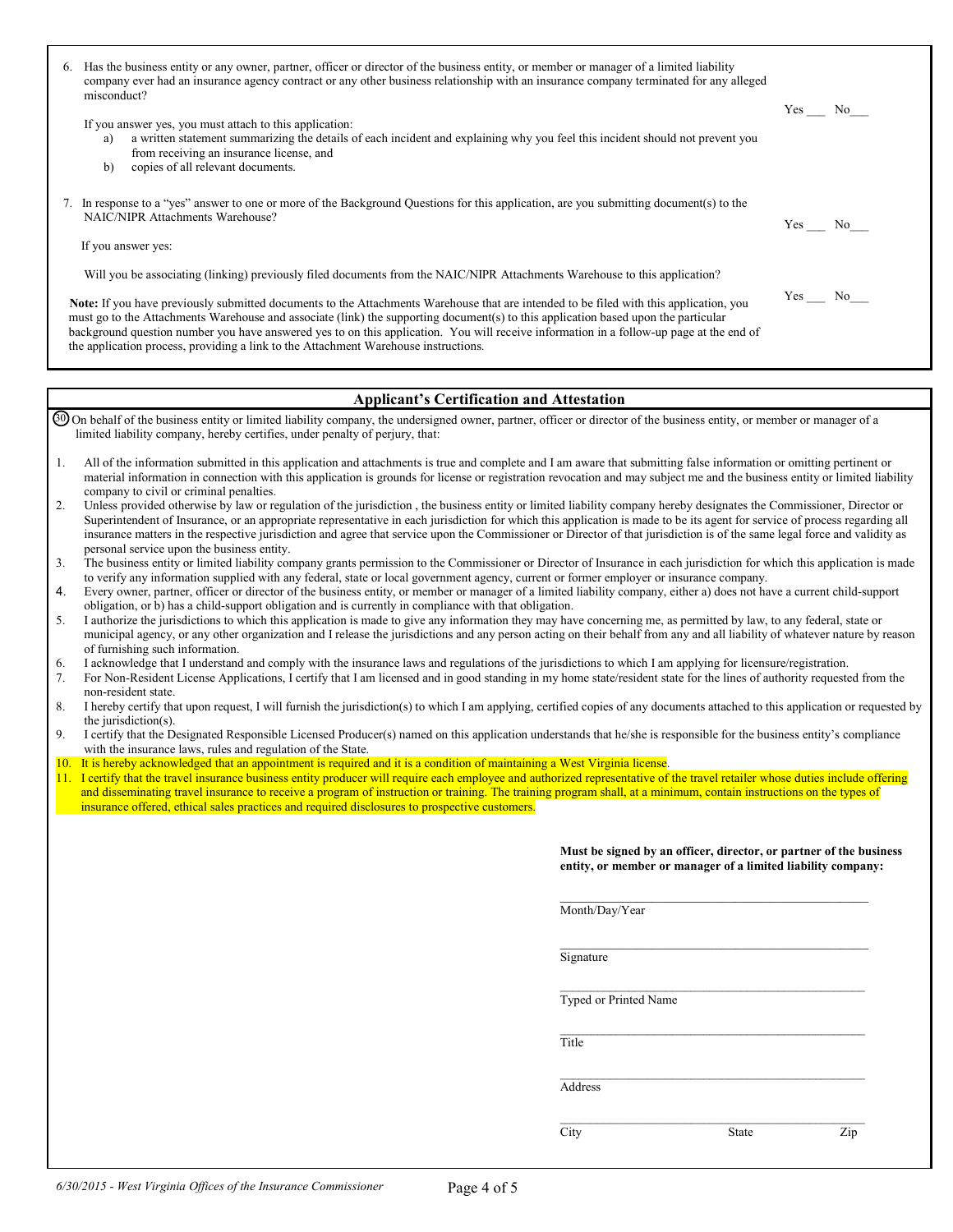6. Has the business entity or any owner, partner, officer or director of the business entity, or member or manager of a limited liability company ever had an insurance agency contract or any other business relationship with an insurance company terminated for any alleged misconduct? Yes ___ No___

   If you answer yes, you must attach to this application:
   a) a written statement summarizing the details of each incident and explaining why you feel this incident should not prevent you from receiving an insurance license, and
   b) copies of all relevant documents.

7. In response to a "yes" answer to one or more of the Background Questions for this application, are you submitting document(s) to the NAIC/NIPR Attachments Warehouse? Yes ___ No___

   If you answer yes:

   Will you be associating (linking) previously filed documents from the NAIC/NIPR Attachments Warehouse to this application? Yes ___ No___

   **Note:** If you have previously submitted documents to the Attachments Warehouse that are intended to be filed with this application, you must go to the Attachments Warehouse and associate (link) the supporting document(s) to this application based upon the particular background question number you have answered yes to on this application. You will receive information in a follow-up page at the end of the application process, providing a link to the Attachment Warehouse instructions.

## Applicant's Certification and Attestation

(30) On behalf of the business entity or limited liability company, the undersigned owner, partner, officer or director of the business entity, or member or manager of a limited liability company, hereby certifies, under penalty of perjury, that:

1. All of the information submitted in this application and attachments is true and complete and I am aware that submitting false information or omitting pertinent or material information in connection with this application is grounds for license or registration revocation and may subject me and the business entity or limited liability company to civil or criminal penalties.
2. Unless provided otherwise by law or regulation of the jurisdiction , the business entity or limited liability company hereby designates the Commissioner, Director or Superintendent of Insurance, or an appropriate representative in each jurisdiction for which this application is made to be its agent for service of process regarding all insurance matters in the respective jurisdiction and agree that service upon the Commissioner or Director of that jurisdiction is of the same legal force and validity as personal service upon the business entity.
3. The business entity or limited liability company grants permission to the Commissioner or Director of Insurance in each jurisdiction for which this application is made to verify any information supplied with any federal, state or local government agency, current or former employer or insurance company.
4. Every owner, partner, officer or director of the business entity, or member or manager of a limited liability company, either a) does not have a current child-support obligation, or b) has a child-support obligation and is currently in compliance with that obligation.
5. I authorize the jurisdictions to which this application is made to give any information they may have concerning me, as permitted by law, to any federal, state or municipal agency, or any other organization and I release the jurisdictions and any person acting on their behalf from any and all liability of whatever nature by reason of furnishing such information.
6. I acknowledge that I understand and comply with the insurance laws and regulations of the jurisdictions to which I am applying for licensure/registration.
7. For Non-Resident License Applications, I certify that I am licensed and in good standing in my home state/resident state for the lines of authority requested from the non-resident state.
8. I hereby certify that upon request, I will furnish the jurisdiction(s) to which I am applying, certified copies of any documents attached to this application or requested by the jurisdiction(s).
9. I certify that the Designated Responsible Licensed Producer(s) named on this application understands that he/she is responsible for the business entity's compliance with the insurance laws, rules and regulation of the State.
10. It is hereby acknowledged that an appointment is required and it is a condition of maintaining a West Virginia license.
11. I certify that the travel insurance business entity producer will require each employee and authorized representative of the travel retailer whose duties include offering and disseminating travel insurance to receive a program of instruction or training. The training program shall, at a minimum, contain instructions on the types of insurance offered, ethical sales practices and required disclosures to prospective customers.

**Must be signed by an officer, director, or partner of the business entity, or member or manager of a limited liability company:**

______________________________
Month/Day/Year

______________________________
Signature

______________________________
Typed or Printed Name

______________________________
Title

______________________________
Address

______________________________
City State Zip

*6/30/2015 - West Virginia Offices of the Insurance Commissioner*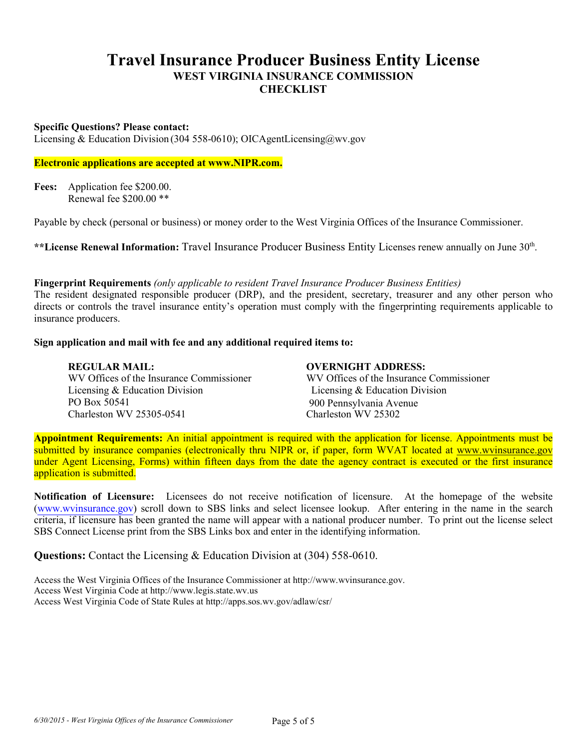# Travel Insurance Producer Business Entity License

## WEST VIRGINIA INSURANCE COMMISSION
## CHECKLIST

**Specific Questions? Please contact:**
Licensing & Education Division (304 558-0610); OICAgentLicensing@wv.gov

**Electronic applications are accepted at www.NIPR.com.**

**Fees:** Application fee $200.00.
Renewal fee $200.00 **

Payable by check (personal or business) or money order to the West Virginia Offices of the Insurance Commissioner.

****License Renewal Information:** Travel Insurance Producer Business Entity Licenses renew annually on June 30th.

**Fingerprint Requirements** *(only applicable to resident Travel Insurance Producer Business Entities)*
The resident designated responsible producer (DRP), and the president, secretary, treasurer and any other person who directs or controls the travel insurance entity's operation must comply with the fingerprinting requirements applicable to insurance producers.

**Sign application and mail with fee and any additional required items to:**

**REGULAR MAIL:**
WV Offices of the Insurance Commissioner
Licensing & Education Division
PO Box 50541
Charleston WV 25305-0541

**OVERNIGHT ADDRESS:**
WV Offices of the Insurance Commissioner
Licensing & Education Division
900 Pennsylvania Avenue
Charleston WV 25302

**Appointment Requirements:** An initial appointment is required with the application for license. Appointments must be submitted by insurance companies (electronically thru NIPR or, if paper, form WVAT located at www.wvinsurance.gov under Agent Licensing, Forms) within fifteen days from the date the agency contract is executed or the first insurance application is submitted.

**Notification of Licensure:** Licensees do not receive notification of licensure. At the homepage of the website (www.wvinsurance.gov) scroll down to SBS links and select licensee lookup. After entering in the name in the search criteria, if licensure has been granted the name will appear with a national producer number. To print out the license select SBS Connect License print from the SBS Links box and enter in the identifying information.

**Questions:** Contact the Licensing & Education Division at (304) 558-0610.

Access the West Virginia Offices of the Insurance Commissioner at http://www.wvinsurance.gov.
Access West Virginia Code at http://www.legis.state.wv.us
Access West Virginia Code of State Rules at http://apps.sos.wv.gov/adlaw/csr/